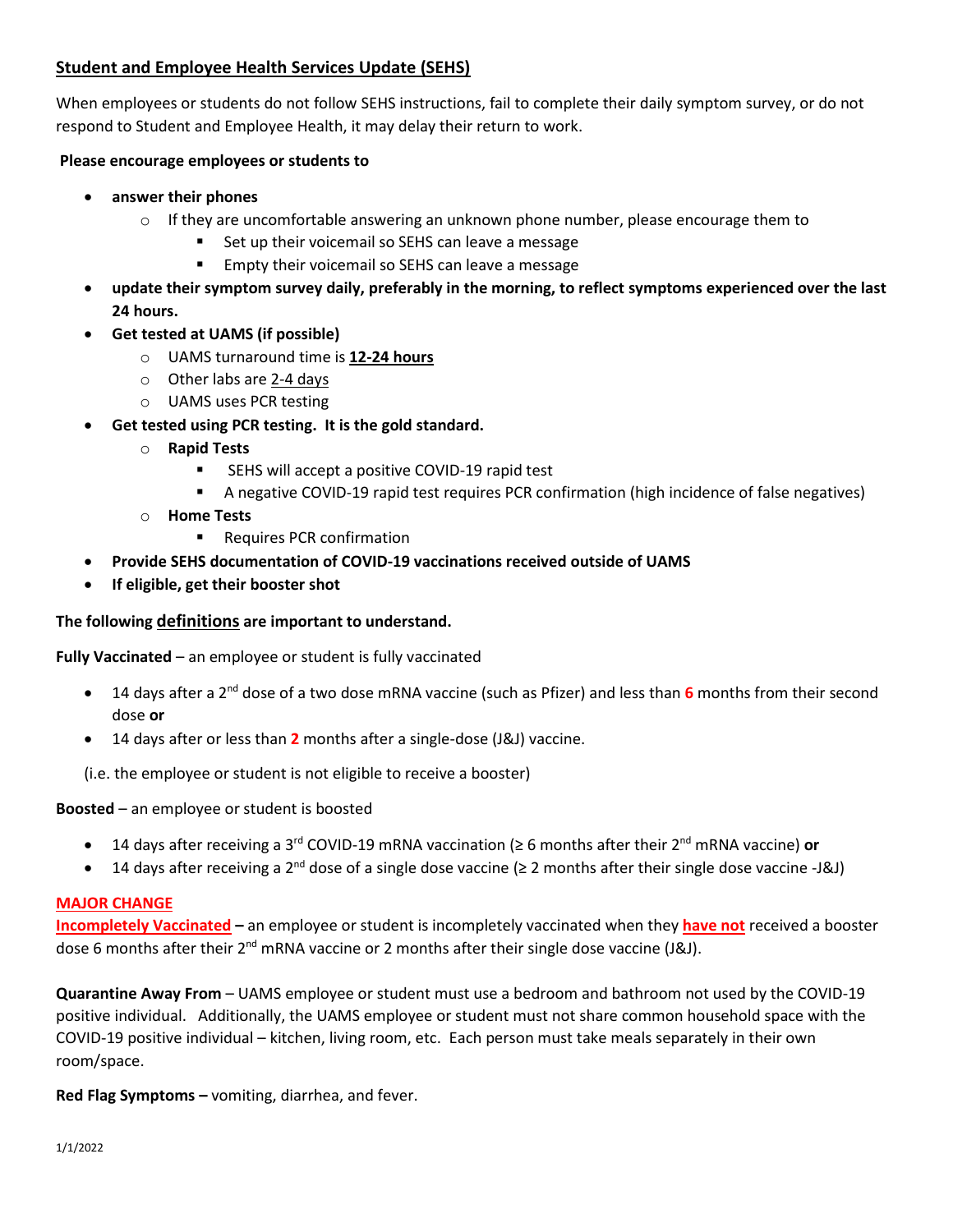## Student and Employee Health Services Update (SEHS)

When employees or students do not follow SEHS instructions, fail to complete their daily symptom survey, or do not respond to Student and Employee Health, it may delay their return to work.

**Please encourage employees or students to**

- **answer their phones**
  - If they are uncomfortable answering an unknown phone number, please encourage them to
    - Set up their voicemail so SEHS can leave a message
    - Empty their voicemail so SEHS can leave a message
- **update their symptom survey daily, preferably in the morning, to reflect symptoms experienced over the last 24 hours.**
- **Get tested at UAMS (if possible)**
  - UAMS turnaround time is **12-24 hours**
  - Other labs are 2-4 days
  - UAMS uses PCR testing
- **Get tested using PCR testing. It is the gold standard.**
  - **Rapid Tests**
    - SEHS will accept a positive COVID-19 rapid test
    - A negative COVID-19 rapid test requires PCR confirmation (high incidence of false negatives)
  - **Home Tests**
    - Requires PCR confirmation
- **Provide SEHS documentation of COVID-19 vaccinations received outside of UAMS**
- **If eligible, get their booster shot**

**The following definitions are important to understand.**

**Fully Vaccinated** – an employee or student is fully vaccinated

- 14 days after a 2nd dose of a two dose mRNA vaccine (such as Pfizer) and less than **6** months from their second dose **or**
- 14 days after or less than **2** months after a single-dose (J&J) vaccine.

(i.e. the employee or student is not eligible to receive a booster)

**Boosted** – an employee or student is boosted

- 14 days after receiving a 3rd COVID-19 mRNA vaccination (≥ 6 months after their 2nd mRNA vaccine) **or**
- 14 days after receiving a 2nd dose of a single dose vaccine (≥ 2 months after their single dose vaccine -J&J)

**MAJOR CHANGE**

**Incompletely Vaccinated –** an employee or student is incompletely vaccinated when they **have not** received a booster dose 6 months after their 2nd mRNA vaccine or 2 months after their single dose vaccine (J&J).

**Quarantine Away From** – UAMS employee or student must use a bedroom and bathroom not used by the COVID-19 positive individual. Additionally, the UAMS employee or student must not share common household space with the COVID-19 positive individual – kitchen, living room, etc. Each person must take meals separately in their own room/space.

**Red Flag Symptoms –** vomiting, diarrhea, and fever.

1/1/2022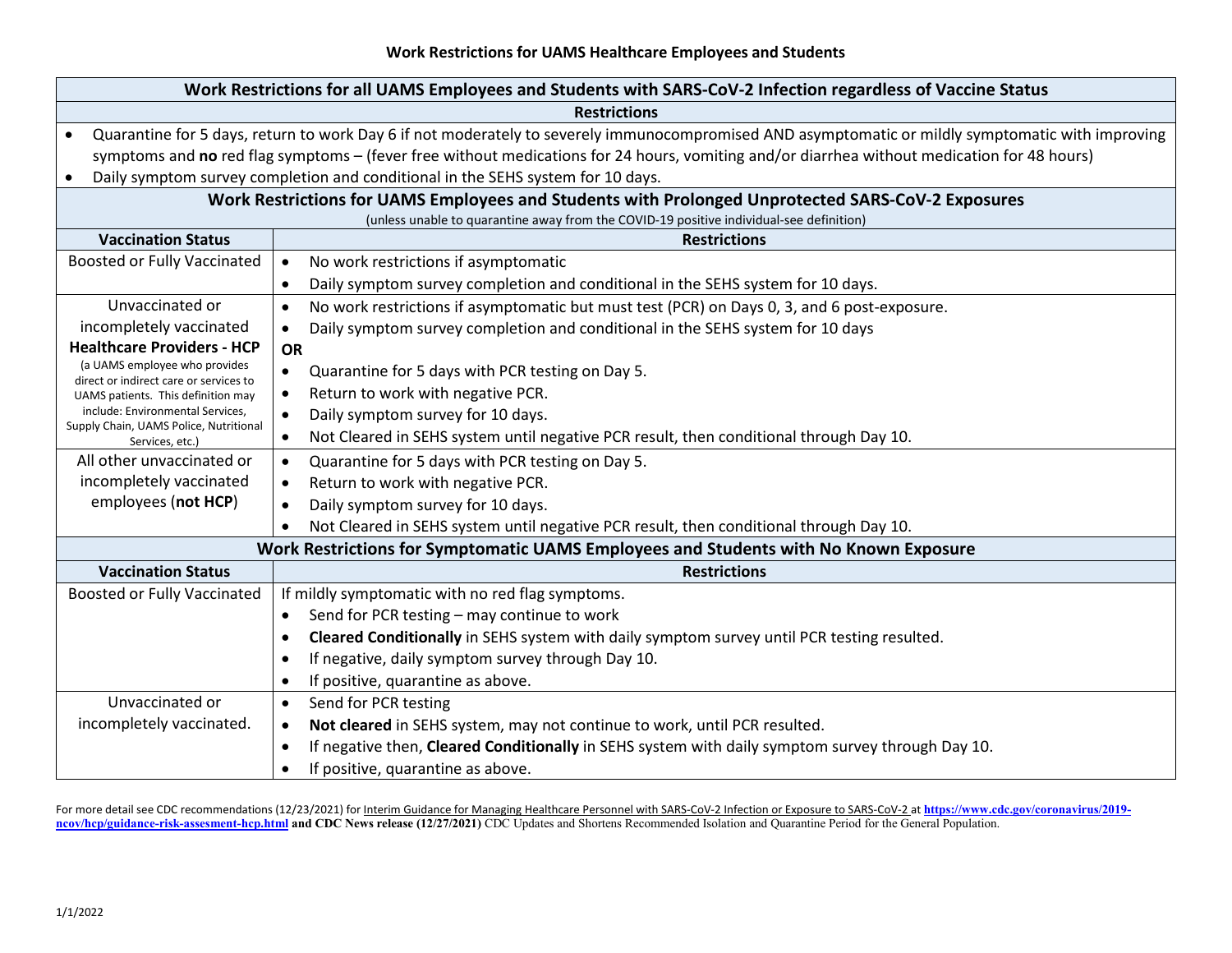## Work Restrictions for UAMS Healthcare Employees and Students

### Work Restrictions for all UAMS Employees and Students with SARS-CoV-2 Infection regardless of Vaccine Status

**Restrictions**

- Quarantine for 5 days, return to work Day 6 if not moderately to severely immunocompromised AND asymptomatic or mildly symptomatic with improving symptoms and **no** red flag symptoms – (fever free without medications for 24 hours, vomiting and/or diarrhea without medication for 48 hours)
- Daily symptom survey completion and conditional in the SEHS system for 10 days.

### Work Restrictions for UAMS Employees and Students with Prolonged Unprotected SARS-CoV-2 Exposures

(unless unable to quarantine away from the COVID-19 positive individual-see definition)

| Vaccination Status | Restrictions |
|---|---|
| Boosted or Fully Vaccinated | • No work restrictions if asymptomatic<br>• Daily symptom survey completion and conditional in the SEHS system for 10 days. |
| Unvaccinated or incompletely vaccinated **Healthcare Providers - HCP** (a UAMS employee who provides direct or indirect care or services to UAMS patients. This definition may include: Environmental Services, Supply Chain, UAMS Police, Nutritional Services, etc.) | • No work restrictions if asymptomatic but must test (PCR) on Days 0, 3, and 6 post-exposure.<br>• Daily symptom survey completion and conditional in the SEHS system for 10 days<br>**OR**<br>• Quarantine for 5 days with PCR testing on Day 5.<br>• Return to work with negative PCR.<br>• Daily symptom survey for 10 days.<br>• Not Cleared in SEHS system until negative PCR result, then conditional through Day 10. |
| All other unvaccinated or incompletely vaccinated employees (**not HCP**) | • Quarantine for 5 days with PCR testing on Day 5.<br>• Return to work with negative PCR.<br>• Daily symptom survey for 10 days.<br>• Not Cleared in SEHS system until negative PCR result, then conditional through Day 10. |

### Work Restrictions for Symptomatic UAMS Employees and Students with No Known Exposure

| Vaccination Status | Restrictions |
|---|---|
| Boosted or Fully Vaccinated | If mildly symptomatic with no red flag symptoms.<br>• Send for PCR testing – may continue to work<br>• **Cleared Conditionally** in SEHS system with daily symptom survey until PCR testing resulted.<br>• If negative, daily symptom survey through Day 10.<br>• If positive, quarantine as above. |
| Unvaccinated or incompletely vaccinated. | • Send for PCR testing<br>• **Not cleared** in SEHS system, may not continue to work, until PCR resulted.<br>• If negative then, **Cleared Conditionally** in SEHS system with daily symptom survey through Day 10.<br>• If positive, quarantine as above. |

For more detail see CDC recommendations (12/23/2021) for Interim Guidance for Managing Healthcare Personnel with SARS-CoV-2 Infection or Exposure to SARS-CoV-2 at **https://www.cdc.gov/coronavirus/2019-ncov/hcp/guidance-risk-assesment-hcp.html and CDC News release (12/27/2021)** CDC Updates and Shortens Recommended Isolation and Quarantine Period for the General Population.

1/1/2022